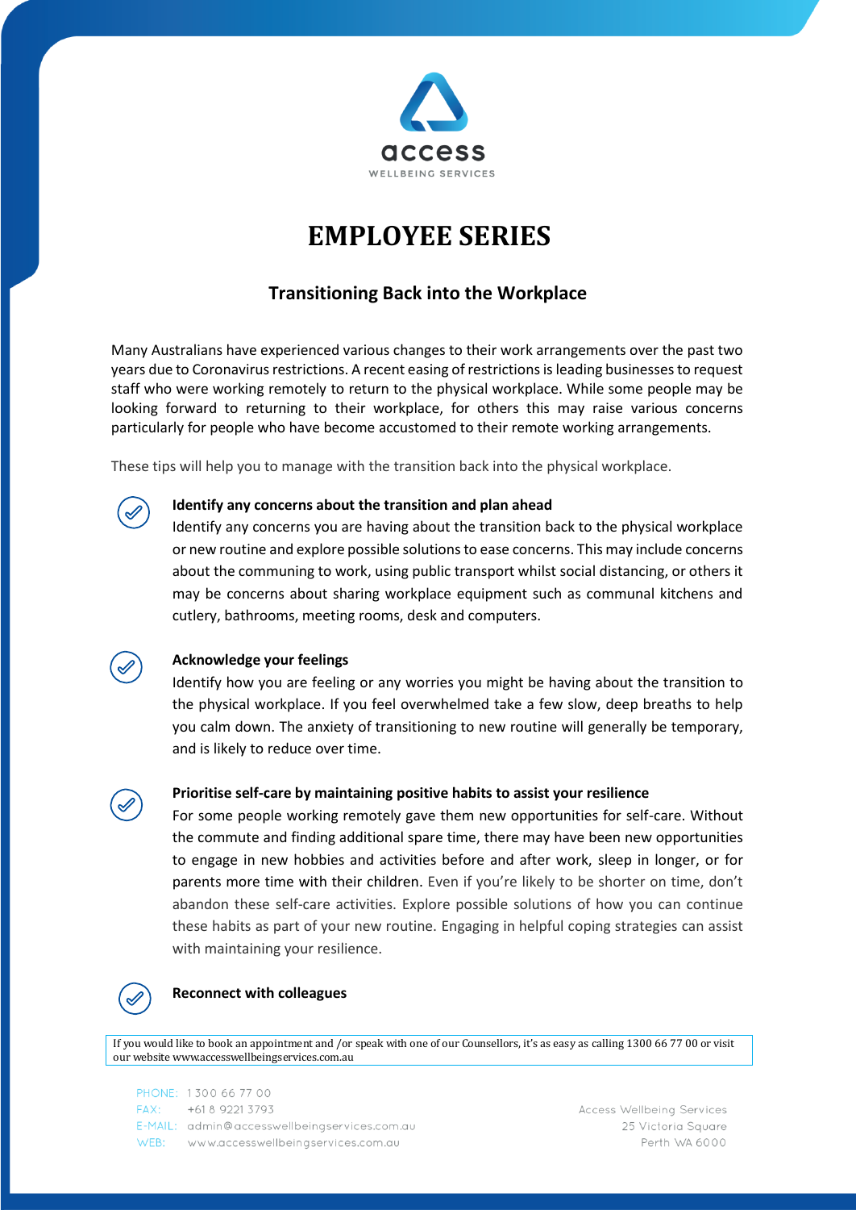access

WELLBEING SERVICES

# EMPLOYEE SERIES

## Transitioning Back into the Workplace

Many Australians have experienced various changes to their work arrangements over the past two years due to Coronavirus restrictions. A recent easing of restrictions is leading businesses to request staff who were working remotely to return to the physical workplace. While some people may be looking forward to returning to their workplace, for others this may raise various concerns particularly for people who have become accustomed to their remote working arrangements.

These tips will help you to manage with the transition back into the physical workplace.

**Identify any concerns about the transition and plan ahead**
Identify any concerns you are having about the transition back to the physical workplace or new routine and explore possible solutions to ease concerns. This may include concerns about the communing to work, using public transport whilst social distancing, or others it may be concerns about sharing workplace equipment such as communal kitchens and cutlery, bathrooms, meeting rooms, desk and computers.

**Acknowledge your feelings**
Identify how you are feeling or any worries you might be having about the transition to the physical workplace. If you feel overwhelmed take a few slow, deep breaths to help you calm down. The anxiety of transitioning to new routine will generally be temporary, and is likely to reduce over time.

**Prioritise self-care by maintaining positive habits to assist your resilience**
For some people working remotely gave them new opportunities for self-care. Without the commute and finding additional spare time, there may have been new opportunities to engage in new hobbies and activities before and after work, sleep in longer, or for parents more time with their children. Even if you're likely to be shorter on time, don't abandon these self-care activities. Explore possible solutions of how you can continue these habits as part of your new routine. Engaging in helpful coping strategies can assist with maintaining your resilience.

**Reconnect with colleagues**

If you would like to book an appointment and /or speak with one of our Counsellors, it's as easy as calling 1300 66 77 00 or visit our website www.accesswellbeingservices.com.au

PHONE: 1300 66 77 00
FAX: +61 8 9221 3793
E-MAIL: admin@accesswellbeingservices.com.au
WEB: www.accesswellbeingservices.com.au

Access Wellbeing Services
25 Victoria Square
Perth WA 6000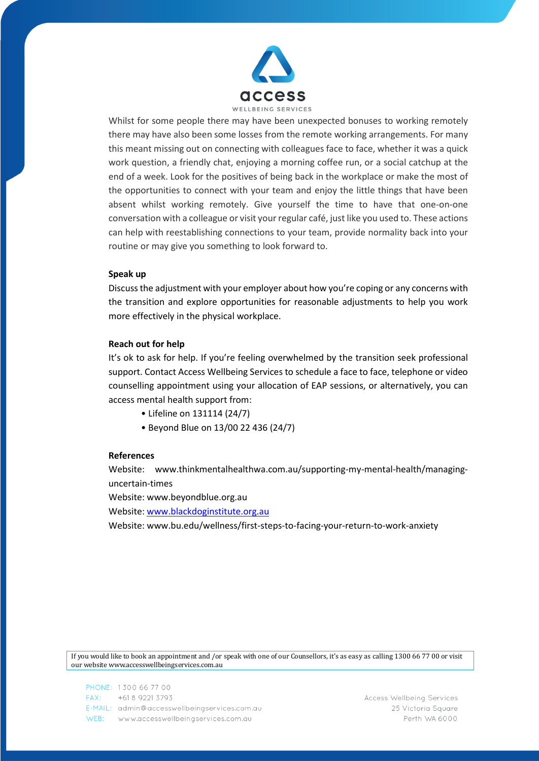Whilst for some people there may have been unexpected bonuses to working remotely there may have also been some losses from the remote working arrangements. For many this meant missing out on connecting with colleagues face to face, whether it was a quick work question, a friendly chat, enjoying a morning coffee run, or a social catchup at the end of a week. Look for the positives of being back in the workplace or make the most of the opportunities to connect with your team and enjoy the little things that have been absent whilst working remotely. Give yourself the time to have that one-on-one conversation with a colleague or visit your regular café, just like you used to. These actions can help with reestablishing connections to your team, provide normality back into your routine or may give you something to look forward to.

**Speak up**

Discuss the adjustment with your employer about how you're coping or any concerns with the transition and explore opportunities for reasonable adjustments to help you work more effectively in the physical workplace.

**Reach out for help**

It's ok to ask for help. If you're feeling overwhelmed by the transition seek professional support. Contact Access Wellbeing Services to schedule a face to face, telephone or video counselling appointment using your allocation of EAP sessions, or alternatively, you can access mental health support from:

- Lifeline on 131114 (24/7)
- Beyond Blue on 13/00 22 436 (24/7)

**References**

Website: www.thinkmentalhealthwa.com.au/supporting-my-mental-health/managing-uncertain-times

Website: www.beyondblue.org.au

Website: www.blackdoginstitute.org.au

Website: www.bu.edu/wellness/first-steps-to-facing-your-return-to-work-anxiety

If you would like to book an appointment and /or speak with one of our Counsellors, it's as easy as calling 1300 66 77 00 or visit our website www.accesswellbeingservices.com.au

PHONE: 1300 66 77 00
FAX: +61 8 9221 3793
E-MAIL: admin@accesswellbeingservices.com.au
WEB: www.accesswellbeingservices.com.au

Access Wellbeing Services
25 Victoria Square
Perth WA 6000